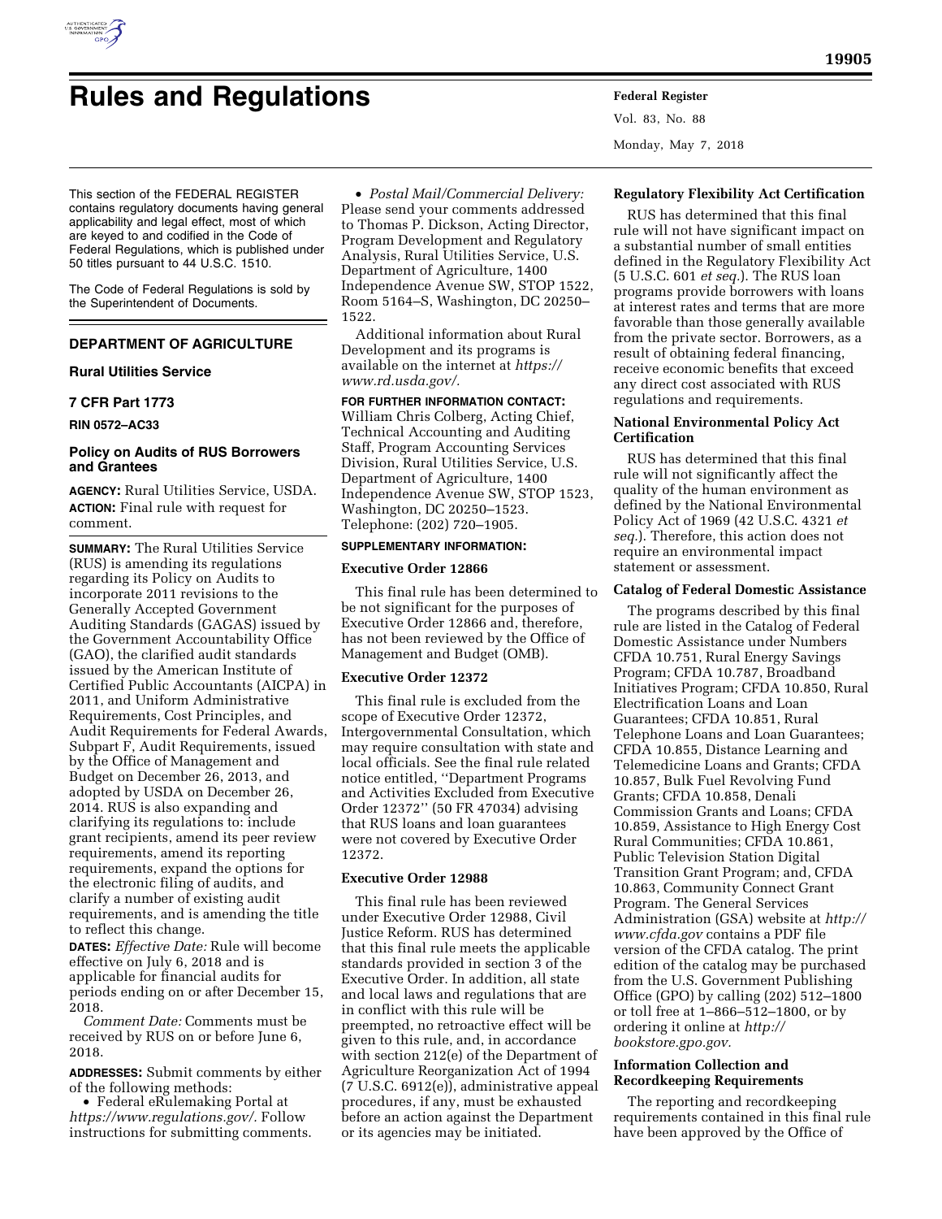# Rules and Regulations

This section of the FEDERAL REGISTER contains regulatory documents having general applicability and legal effect, most of which are keyed to and codified in the Code of Federal Regulations, which is published under 50 titles pursuant to 44 U.S.C. 1510.

The Code of Federal Regulations is sold by the Superintendent of Documents.

## DEPARTMENT OF AGRICULTURE

### Rural Utilities Service

### 7 CFR Part 1773

**RIN 0572–AC33**

### Policy on Audits of RUS Borrowers and Grantees

**AGENCY:** Rural Utilities Service, USDA.

**ACTION:** Final rule with request for comment.

**SUMMARY:** The Rural Utilities Service (RUS) is amending its regulations regarding its Policy on Audits to incorporate 2011 revisions to the Generally Accepted Government Auditing Standards (GAGAS) issued by the Government Accountability Office (GAO), the clarified audit standards issued by the American Institute of Certified Public Accountants (AICPA) in 2011, and Uniform Administrative Requirements, Cost Principles, and Audit Requirements for Federal Awards, Subpart F, Audit Requirements, issued by the Office of Management and Budget on December 26, 2013, and adopted by USDA on December 26, 2014. RUS is also expanding and clarifying its regulations to: include grant recipients, amend its peer review requirements, amend its reporting requirements, expand the options for the electronic filing of audits, and clarify a number of existing audit requirements, and is amending the title to reflect this change.

**DATES:** *Effective Date:* Rule will become effective on July 6, 2018 and is applicable for financial audits for periods ending on or after December 15, 2018.

*Comment Date:* Comments must be received by RUS on or before June 6, 2018.

**ADDRESSES:** Submit comments by either of the following methods:

- Federal eRulemaking Portal at *https://www.regulations.gov/.* Follow instructions for submitting comments.
- *Postal Mail/Commercial Delivery:* Please send your comments addressed to Thomas P. Dickson, Acting Director, Program Development and Regulatory Analysis, Rural Utilities Service, U.S. Department of Agriculture, 1400 Independence Avenue SW, STOP 1522, Room 5164–S, Washington, DC 20250–1522.

Additional information about Rural Development and its programs is available on the internet at *https://www.rd.usda.gov/.*

**FOR FURTHER INFORMATION CONTACT:** William Chris Colberg, Acting Chief, Technical Accounting and Auditing Staff, Program Accounting Services Division, Rural Utilities Service, U.S. Department of Agriculture, 1400 Independence Avenue SW, STOP 1523, Washington, DC 20250–1523. Telephone: (202) 720–1905.

**SUPPLEMENTARY INFORMATION:**

**Executive Order 12866**

This final rule has been determined to be not significant for the purposes of Executive Order 12866 and, therefore, has not been reviewed by the Office of Management and Budget (OMB).

**Executive Order 12372**

This final rule is excluded from the scope of Executive Order 12372, Intergovernmental Consultation, which may require consultation with state and local officials. See the final rule related notice entitled, ''Department Programs and Activities Excluded from Executive Order 12372'' (50 FR 47034) advising that RUS loans and loan guarantees were not covered by Executive Order 12372.

**Executive Order 12988**

This final rule has been reviewed under Executive Order 12988, Civil Justice Reform. RUS has determined that this final rule meets the applicable standards provided in section 3 of the Executive Order. In addition, all state and local laws and regulations that are in conflict with this rule will be preempted, no retroactive effect will be given to this rule, and, in accordance with section 212(e) of the Department of Agriculture Reorganization Act of 1994 (7 U.S.C. 6912(e)), administrative appeal procedures, if any, must be exhausted before an action against the Department or its agencies may be initiated.

**Regulatory Flexibility Act Certification**

RUS has determined that this final rule will not have significant impact on a substantial number of small entities defined in the Regulatory Flexibility Act (5 U.S.C. 601 *et seq.*). The RUS loan programs provide borrowers with loans at interest rates and terms that are more favorable than those generally available from the private sector. Borrowers, as a result of obtaining federal financing, receive economic benefits that exceed any direct cost associated with RUS regulations and requirements.

**National Environmental Policy Act Certification**

RUS has determined that this final rule will not significantly affect the quality of the human environment as defined by the National Environmental Policy Act of 1969 (42 U.S.C. 4321 *et seq.*). Therefore, this action does not require an environmental impact statement or assessment.

**Catalog of Federal Domestic Assistance**

The programs described by this final rule are listed in the Catalog of Federal Domestic Assistance under Numbers CFDA 10.751, Rural Energy Savings Program; CFDA 10.787, Broadband Initiatives Program; CFDA 10.850, Rural Electrification Loans and Loan Guarantees; CFDA 10.851, Rural Telephone Loans and Loan Guarantees; CFDA 10.855, Distance Learning and Telemedicine Loans and Grants; CFDA 10.857, Bulk Fuel Revolving Fund Grants; CFDA 10.858, Denali Commission Grants and Loans; CFDA 10.859, Assistance to High Energy Cost Rural Communities; CFDA 10.861, Public Television Station Digital Transition Grant Program; and, CFDA 10.863, Community Connect Grant Program. The General Services Administration (GSA) website at *http://www.cfda.gov* contains a PDF file version of the CFDA catalog. The print edition of the catalog may be purchased from the U.S. Government Publishing Office (GPO) by calling (202) 512–1800 or toll free at 1–866–512–1800, or by ordering it online at *http://bookstore.gpo.gov.*

**Information Collection and Recordkeeping Requirements**

The reporting and recordkeeping requirements contained in this final rule have been approved by the Office of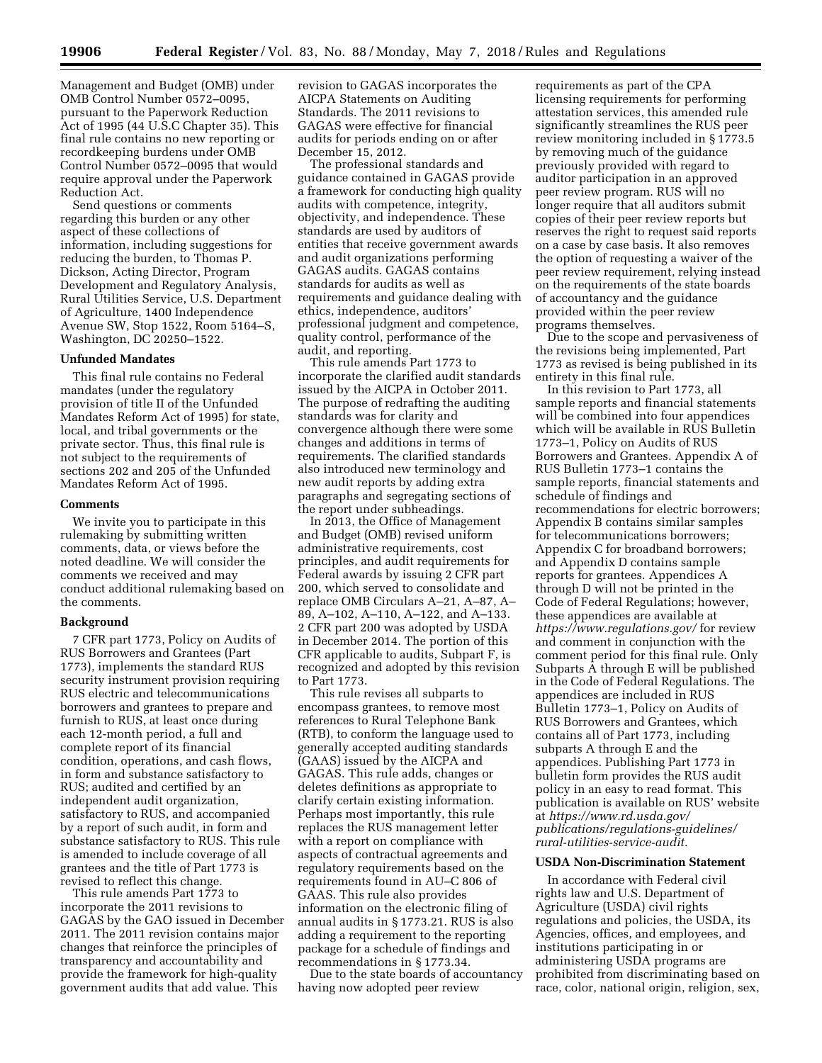Management and Budget (OMB) under OMB Control Number 0572–0095, pursuant to the Paperwork Reduction Act of 1995 (44 U.S.C Chapter 35). This final rule contains no new reporting or recordkeeping burdens under OMB Control Number 0572–0095 that would require approval under the Paperwork Reduction Act.

Send questions or comments regarding this burden or any other aspect of these collections of information, including suggestions for reducing the burden, to Thomas P. Dickson, Acting Director, Program Development and Regulatory Analysis, Rural Utilities Service, U.S. Department of Agriculture, 1400 Independence Avenue SW, Stop 1522, Room 5164–S, Washington, DC 20250–1522.

**Unfunded Mandates**

This final rule contains no Federal mandates (under the regulatory provision of title II of the Unfunded Mandates Reform Act of 1995) for state, local, and tribal governments or the private sector. Thus, this final rule is not subject to the requirements of sections 202 and 205 of the Unfunded Mandates Reform Act of 1995.

**Comments**

We invite you to participate in this rulemaking by submitting written comments, data, or views before the noted deadline. We will consider the comments we received and may conduct additional rulemaking based on the comments.

**Background**

7 CFR part 1773, Policy on Audits of RUS Borrowers and Grantees (Part 1773), implements the standard RUS security instrument provision requiring RUS electric and telecommunications borrowers and grantees to prepare and furnish to RUS, at least once during each 12-month period, a full and complete report of its financial condition, operations, and cash flows, in form and substance satisfactory to RUS; audited and certified by an independent audit organization, satisfactory to RUS, and accompanied by a report of such audit, in form and substance satisfactory to RUS. This rule is amended to include coverage of all grantees and the title of Part 1773 is revised to reflect this change.

This rule amends Part 1773 to incorporate the 2011 revisions to GAGAS by the GAO issued in December 2011. The 2011 revision contains major changes that reinforce the principles of transparency and accountability and provide the framework for high-quality government audits that add value. This revision to GAGAS incorporates the AICPA Statements on Auditing Standards. The 2011 revisions to GAGAS were effective for financial audits for periods ending on or after December 15, 2012.

The professional standards and guidance contained in GAGAS provide a framework for conducting high quality audits with competence, integrity, objectivity, and independence. These standards are used by auditors of entities that receive government awards and audit organizations performing GAGAS audits. GAGAS contains standards for audits as well as requirements and guidance dealing with ethics, independence, auditors' professional judgment and competence, quality control, performance of the audit, and reporting.

This rule amends Part 1773 to incorporate the clarified audit standards issued by the AICPA in October 2011. The purpose of redrafting the auditing standards was for clarity and convergence although there were some changes and additions in terms of requirements. The clarified standards also introduced new terminology and new audit reports by adding extra paragraphs and segregating sections of the report under subheadings.

In 2013, the Office of Management and Budget (OMB) revised uniform administrative requirements, cost principles, and audit requirements for Federal awards by issuing 2 CFR part 200, which served to consolidate and replace OMB Circulars A–21, A–87, A–89, A–102, A–110, A–122, and A–133. 2 CFR part 200 was adopted by USDA in December 2014. The portion of this CFR applicable to audits, Subpart F, is recognized and adopted by this revision to Part 1773.

This rule revises all subparts to encompass grantees, to remove most references to Rural Telephone Bank (RTB), to conform the language used to generally accepted auditing standards (GAAS) issued by the AICPA and GAGAS. This rule adds, changes or deletes definitions as appropriate to clarify certain existing information. Perhaps most importantly, this rule replaces the RUS management letter with a report on compliance with aspects of contractual agreements and regulatory requirements based on the requirements found in AU–C 806 of GAAS. This rule also provides information on the electronic filing of annual audits in § 1773.21. RUS is also adding a requirement to the reporting package for a schedule of findings and recommendations in § 1773.34.

Due to the state boards of accountancy having now adopted peer review requirements as part of the CPA licensing requirements for performing attestation services, this amended rule significantly streamlines the RUS peer review monitoring included in § 1773.5 by removing much of the guidance previously provided with regard to auditor participation in an approved peer review program. RUS will no longer require that all auditors submit copies of their peer review reports but reserves the right to request said reports on a case by case basis. It also removes the option of requesting a waiver of the peer review requirement, relying instead on the requirements of the state boards of accountancy and the guidance provided within the peer review programs themselves.

Due to the scope and pervasiveness of the revisions being implemented, Part 1773 as revised is being published in its entirety in this final rule.

In this revision to Part 1773, all sample reports and financial statements will be combined into four appendices which will be available in RUS Bulletin 1773–1, Policy on Audits of RUS Borrowers and Grantees. Appendix A of RUS Bulletin 1773–1 contains the sample reports, financial statements and schedule of findings and recommendations for electric borrowers; Appendix B contains similar samples for telecommunications borrowers; Appendix C for broadband borrowers; and Appendix D contains sample reports for grantees. Appendices A through D will not be printed in the Code of Federal Regulations; however, these appendices are available at *https://www.regulations.gov/* for review and comment in conjunction with the comment period for this final rule. Only Subparts A through E will be published in the Code of Federal Regulations. The appendices are included in RUS Bulletin 1773–1, Policy on Audits of RUS Borrowers and Grantees, which contains all of Part 1773, including subparts A through E and the appendices. Publishing Part 1773 in bulletin form provides the RUS audit policy in an easy to read format. This publication is available on RUS' website at *https://www.rd.usda.gov/publications/regulations-guidelines/rural-utilities-service-audit.*

**USDA Non-Discrimination Statement**

In accordance with Federal civil rights law and U.S. Department of Agriculture (USDA) civil rights regulations and policies, the USDA, its Agencies, offices, and employees, and institutions participating in or administering USDA programs are prohibited from discriminating based on race, color, national origin, religion, sex,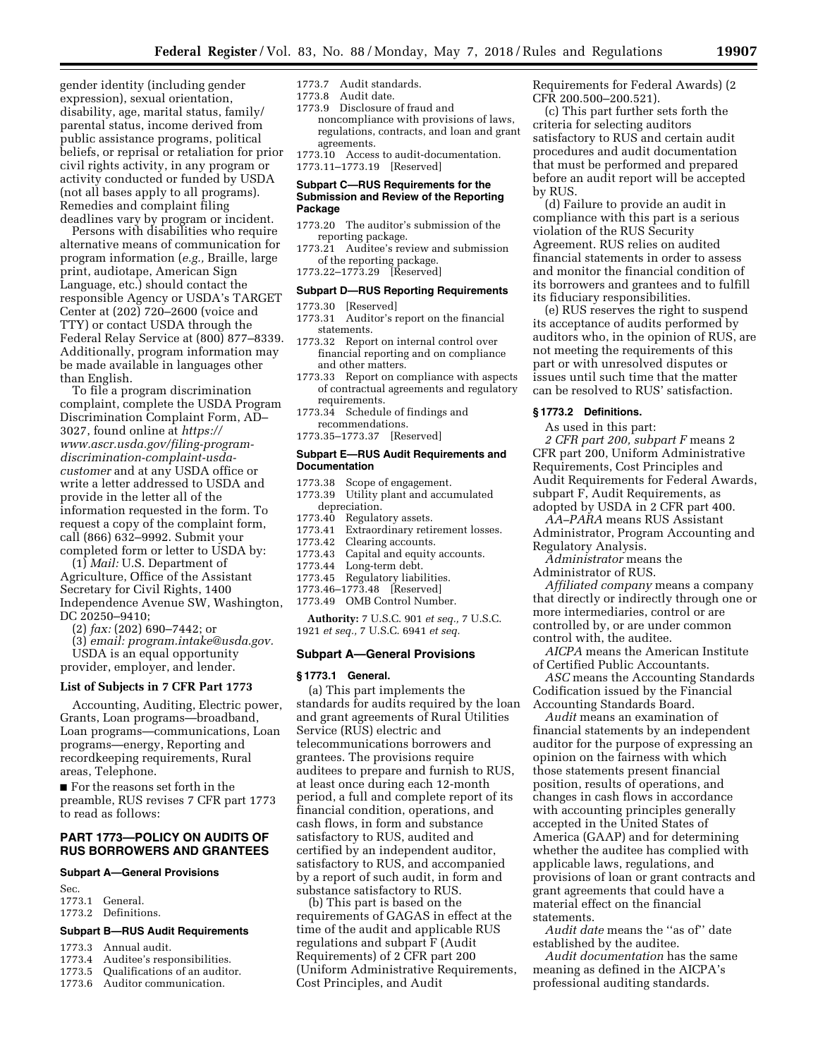gender identity (including gender expression), sexual orientation, disability, age, marital status, family/parental status, income derived from public assistance programs, political beliefs, or reprisal or retaliation for prior civil rights activity, in any program or activity conducted or funded by USDA (not all bases apply to all programs). Remedies and complaint filing deadlines vary by program or incident.

Persons with disabilities who require alternative means of communication for program information (*e.g.,* Braille, large print, audiotape, American Sign Language, etc.) should contact the responsible Agency or USDA's TARGET Center at (202) 720–2600 (voice and TTY) or contact USDA through the Federal Relay Service at (800) 877–8339. Additionally, program information may be made available in languages other than English.

To file a program discrimination complaint, complete the USDA Program Discrimination Complaint Form, AD–3027, found online at *https://www.ascr.usda.gov/filing-program-discrimination-complaint-usda-customer* and at any USDA office or write a letter addressed to USDA and provide in the letter all of the information requested in the form. To request a copy of the complaint form, call (866) 632–9992. Submit your completed form or letter to USDA by:

(1) *Mail:* U.S. Department of Agriculture, Office of the Assistant Secretary for Civil Rights, 1400 Independence Avenue SW, Washington, DC 20250–9410;

(2) *fax:* (202) 690–7442; or

(3) *email: program.intake@usda.gov.*

USDA is an equal opportunity provider, employer, and lender.

### List of Subjects in 7 CFR Part 1773

Accounting, Auditing, Electric power, Grants, Loan programs—broadband, Loan programs—communications, Loan programs—energy, Reporting and recordkeeping requirements, Rural areas, Telephone.

■ For the reasons set forth in the preamble, RUS revises 7 CFR part 1773 to read as follows:

## PART 1773—POLICY ON AUDITS OF RUS BORROWERS AND GRANTEES

### Subpart A—General Provisions

Sec.
1773.1 General.
1773.2 Definitions.

### Subpart B—RUS Audit Requirements

1773.3 Annual audit.
1773.4 Auditee's responsibilities.
1773.5 Qualifications of an auditor.
1773.6 Auditor communication.
1773.7 Audit standards.
1773.8 Audit date.
1773.9 Disclosure of fraud and noncompliance with provisions of laws, regulations, contracts, and loan and grant agreements.
1773.10 Access to audit-documentation.
1773.11–1773.19 [Reserved]

### Subpart C—RUS Requirements for the Submission and Review of the Reporting Package

1773.20 The auditor's submission of the reporting package.
1773.21 Auditee's review and submission of the reporting package.
1773.22–1773.29 [Reserved]

### Subpart D—RUS Reporting Requirements

1773.30 [Reserved]
1773.31 Auditor's report on the financial statements.
1773.32 Report on internal control over financial reporting and on compliance and other matters.
1773.33 Report on compliance with aspects of contractual agreements and regulatory requirements.
1773.34 Schedule of findings and recommendations.
1773.35–1773.37 [Reserved]

### Subpart E—RUS Audit Requirements and Documentation

1773.38 Scope of engagement.
1773.39 Utility plant and accumulated depreciation.
1773.40 Regulatory assets.
1773.41 Extraordinary retirement losses.
1773.42 Clearing accounts.
1773.43 Capital and equity accounts.
1773.44 Long-term debt.
1773.45 Regulatory liabilities.
1773.46–1773.48 [Reserved]
1773.49 OMB Control Number.

**Authority:** 7 U.S.C. 901 *et seq.,* 7 U.S.C. 1921 *et seq.,* 7 U.S.C. 6941 *et seq.*

### Subpart A—General Provisions

#### § 1773.1 General.

(a) This part implements the standards for audits required by the loan and grant agreements of Rural Utilities Service (RUS) electric and telecommunications borrowers and grantees. The provisions require auditees to prepare and furnish to RUS, at least once during each 12-month period, a full and complete report of its financial condition, operations, and cash flows, in form and substance satisfactory to RUS, audited and certified by an independent auditor, satisfactory to RUS, and accompanied by a report of such audit, in form and substance satisfactory to RUS.

(b) This part is based on the requirements of GAGAS in effect at the time of the audit and applicable RUS regulations and subpart F (Audit Requirements) of 2 CFR part 200 (Uniform Administrative Requirements, Cost Principles, and Audit Requirements for Federal Awards) (2 CFR 200.500–200.521).

(c) This part further sets forth the criteria for selecting auditors satisfactory to RUS and certain audit procedures and audit documentation that must be performed and prepared before an audit report will be accepted by RUS.

(d) Failure to provide an audit in compliance with this part is a serious violation of the RUS Security Agreement. RUS relies on audited financial statements in order to assess and monitor the financial condition of its borrowers and grantees and to fulfill its fiduciary responsibilities.

(e) RUS reserves the right to suspend its acceptance of audits performed by auditors who, in the opinion of RUS, are not meeting the requirements of this part or with unresolved disputes or issues until such time that the matter can be resolved to RUS' satisfaction.

#### § 1773.2 Definitions.

As used in this part:

*2 CFR part 200, subpart F* means 2 CFR part 200, Uniform Administrative Requirements, Cost Principles and Audit Requirements for Federal Awards, subpart F, Audit Requirements, as adopted by USDA in 2 CFR part 400.

*AA–PARA* means RUS Assistant Administrator, Program Accounting and Regulatory Analysis.

*Administrator* means the Administrator of RUS.

*Affiliated company* means a company that directly or indirectly through one or more intermediaries, control or are controlled by, or are under common control with, the auditee.

*AICPA* means the American Institute of Certified Public Accountants.

*ASC* means the Accounting Standards Codification issued by the Financial Accounting Standards Board.

*Audit* means an examination of financial statements by an independent auditor for the purpose of expressing an opinion on the fairness with which those statements present financial position, results of operations, and changes in cash flows in accordance with accounting principles generally accepted in the United States of America (GAAP) and for determining whether the auditee has complied with applicable laws, regulations, and provisions of loan or grant contracts and grant agreements that could have a material effect on the financial statements.

*Audit date* means the ''as of'' date established by the auditee.

*Audit documentation* has the same meaning as defined in the AICPA's professional auditing standards.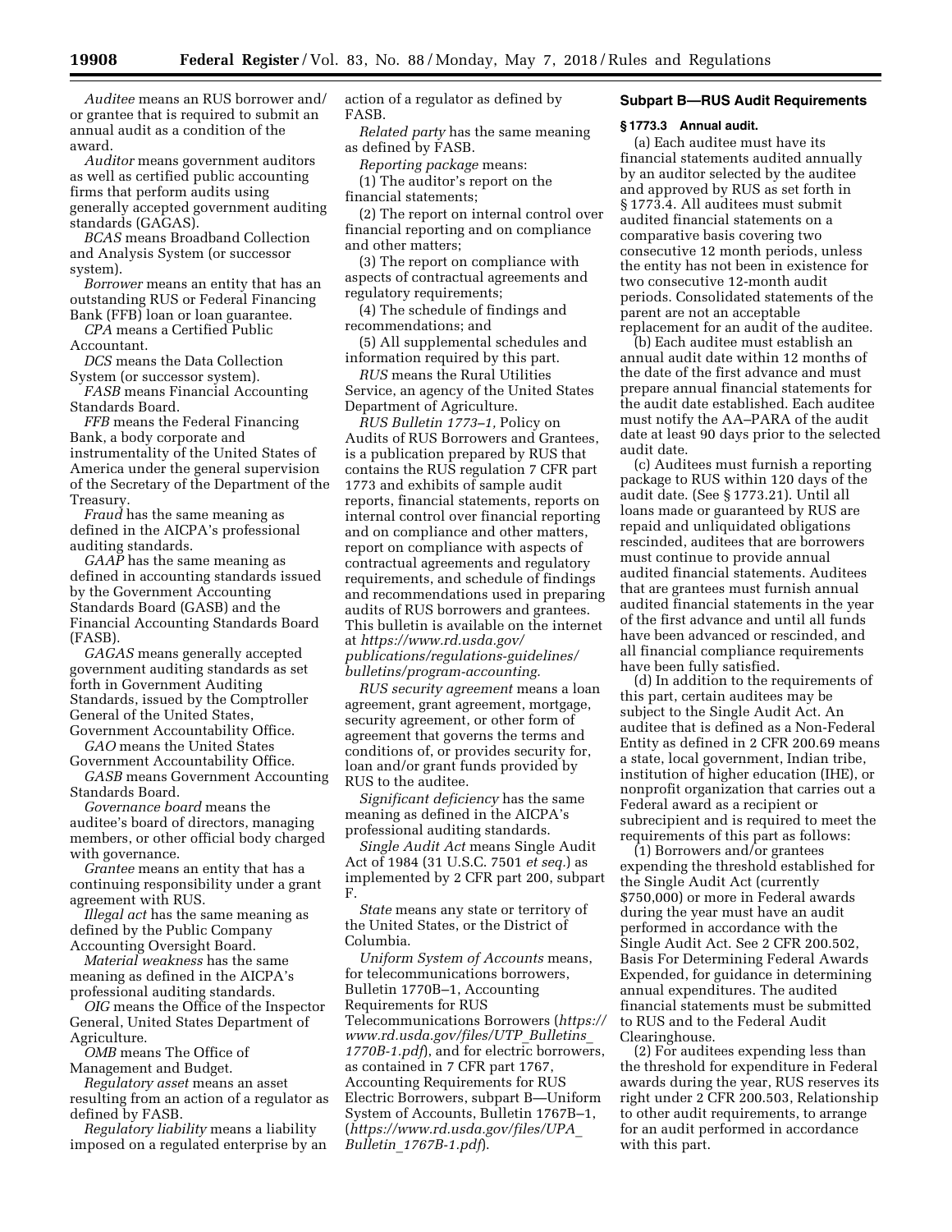*Auditee* means an RUS borrower and/or grantee that is required to submit an annual audit as a condition of the award.

*Auditor* means government auditors as well as certified public accounting firms that perform audits using generally accepted government auditing standards (GAGAS).

*BCAS* means Broadband Collection and Analysis System (or successor system).

*Borrower* means an entity that has an outstanding RUS or Federal Financing Bank (FFB) loan or loan guarantee.

*CPA* means a Certified Public Accountant.

*DCS* means the Data Collection System (or successor system).

*FASB* means Financial Accounting Standards Board.

*FFB* means the Federal Financing Bank, a body corporate and instrumentality of the United States of America under the general supervision of the Secretary of the Department of the Treasury.

*Fraud* has the same meaning as defined in the AICPA's professional auditing standards.

*GAAP* has the same meaning as defined in accounting standards issued by the Government Accounting Standards Board (GASB) and the Financial Accounting Standards Board (FASB).

*GAGAS* means generally accepted government auditing standards as set forth in Government Auditing Standards, issued by the Comptroller General of the United States, Government Accountability Office.

*GAO* means the United States Government Accountability Office.

*GASB* means Government Accounting Standards Board.

*Governance board* means the auditee's board of directors, managing members, or other official body charged with governance.

*Grantee* means an entity that has a continuing responsibility under a grant agreement with RUS.

*Illegal act* has the same meaning as defined by the Public Company Accounting Oversight Board.

*Material weakness* has the same meaning as defined in the AICPA's professional auditing standards.

*OIG* means the Office of the Inspector General, United States Department of Agriculture.

*OMB* means The Office of Management and Budget.

*Regulatory asset* means an asset resulting from an action of a regulator as defined by FASB.

*Regulatory liability* means a liability imposed on a regulated enterprise by an action of a regulator as defined by FASB.

*Related party* has the same meaning as defined by FASB.

*Reporting package* means:

(1) The auditor's report on the financial statements;

(2) The report on internal control over financial reporting and on compliance and other matters;

(3) The report on compliance with aspects of contractual agreements and regulatory requirements;

(4) The schedule of findings and recommendations; and

(5) All supplemental schedules and information required by this part.

*RUS* means the Rural Utilities Service, an agency of the United States Department of Agriculture.

*RUS Bulletin 1773–1,* Policy on Audits of RUS Borrowers and Grantees, is a publication prepared by RUS that contains the RUS regulation 7 CFR part 1773 and exhibits of sample audit reports, financial statements, reports on internal control over financial reporting and on compliance and other matters, report on compliance with aspects of contractual agreements and regulatory requirements, and schedule of findings and recommendations used in preparing audits of RUS borrowers and grantees. This bulletin is available on the internet at *https://www.rd.usda.gov/publications/regulations-guidelines/bulletins/program-accounting.*

*RUS security agreement* means a loan agreement, grant agreement, mortgage, security agreement, or other form of agreement that governs the terms and conditions of, or provides security for, loan and/or grant funds provided by RUS to the auditee.

*Significant deficiency* has the same meaning as defined in the AICPA's professional auditing standards.

*Single Audit Act* means Single Audit Act of 1984 (31 U.S.C. 7501 *et seq.*) as implemented by 2 CFR part 200, subpart F.

*State* means any state or territory of the United States, or the District of Columbia.

*Uniform System of Accounts* means, for telecommunications borrowers, Bulletin 1770B–1, Accounting Requirements for RUS Telecommunications Borrowers (*https://www.rd.usda.gov/files/UTP_Bulletins_1770B-1.pdf*), and for electric borrowers, as contained in 7 CFR part 1767, Accounting Requirements for RUS Electric Borrowers, subpart B—Uniform System of Accounts, Bulletin 1767B–1, (*https://www.rd.usda.gov/files/UPA_Bulletin_1767B-1.pdf*).

## Subpart B—RUS Audit Requirements

### § 1773.3 Annual audit.

(a) Each auditee must have its financial statements audited annually by an auditor selected by the auditee and approved by RUS as set forth in § 1773.4. All auditees must submit audited financial statements on a comparative basis covering two consecutive 12 month periods, unless the entity has not been in existence for two consecutive 12-month audit periods. Consolidated statements of the parent are not an acceptable replacement for an audit of the auditee.

(b) Each auditee must establish an annual audit date within 12 months of the date of the first advance and must prepare annual financial statements for the audit date established. Each auditee must notify the AA–PARA of the audit date at least 90 days prior to the selected audit date.

(c) Auditees must furnish a reporting package to RUS within 120 days of the audit date. (See § 1773.21). Until all loans made or guaranteed by RUS are repaid and unliquidated obligations rescinded, auditees that are borrowers must continue to provide annual audited financial statements. Auditees that are grantees must furnish annual audited financial statements in the year of the first advance and until all funds have been advanced or rescinded, and all financial compliance requirements have been fully satisfied.

(d) In addition to the requirements of this part, certain auditees may be subject to the Single Audit Act. An auditee that is defined as a Non-Federal Entity as defined in 2 CFR 200.69 means a state, local government, Indian tribe, institution of higher education (IHE), or nonprofit organization that carries out a Federal award as a recipient or subrecipient and is required to meet the requirements of this part as follows:

(1) Borrowers and/or grantees expending the threshold established for the Single Audit Act (currently $750,000) or more in Federal awards during the year must have an audit performed in accordance with the Single Audit Act. See 2 CFR 200.502, Basis For Determining Federal Awards Expended, for guidance in determining annual expenditures. The audited financial statements must be submitted to RUS and to the Federal Audit Clearinghouse.

(2) For auditees expending less than the threshold for expenditure in Federal awards during the year, RUS reserves its right under 2 CFR 200.503, Relationship to other audit requirements, to arrange for an audit performed in accordance with this part.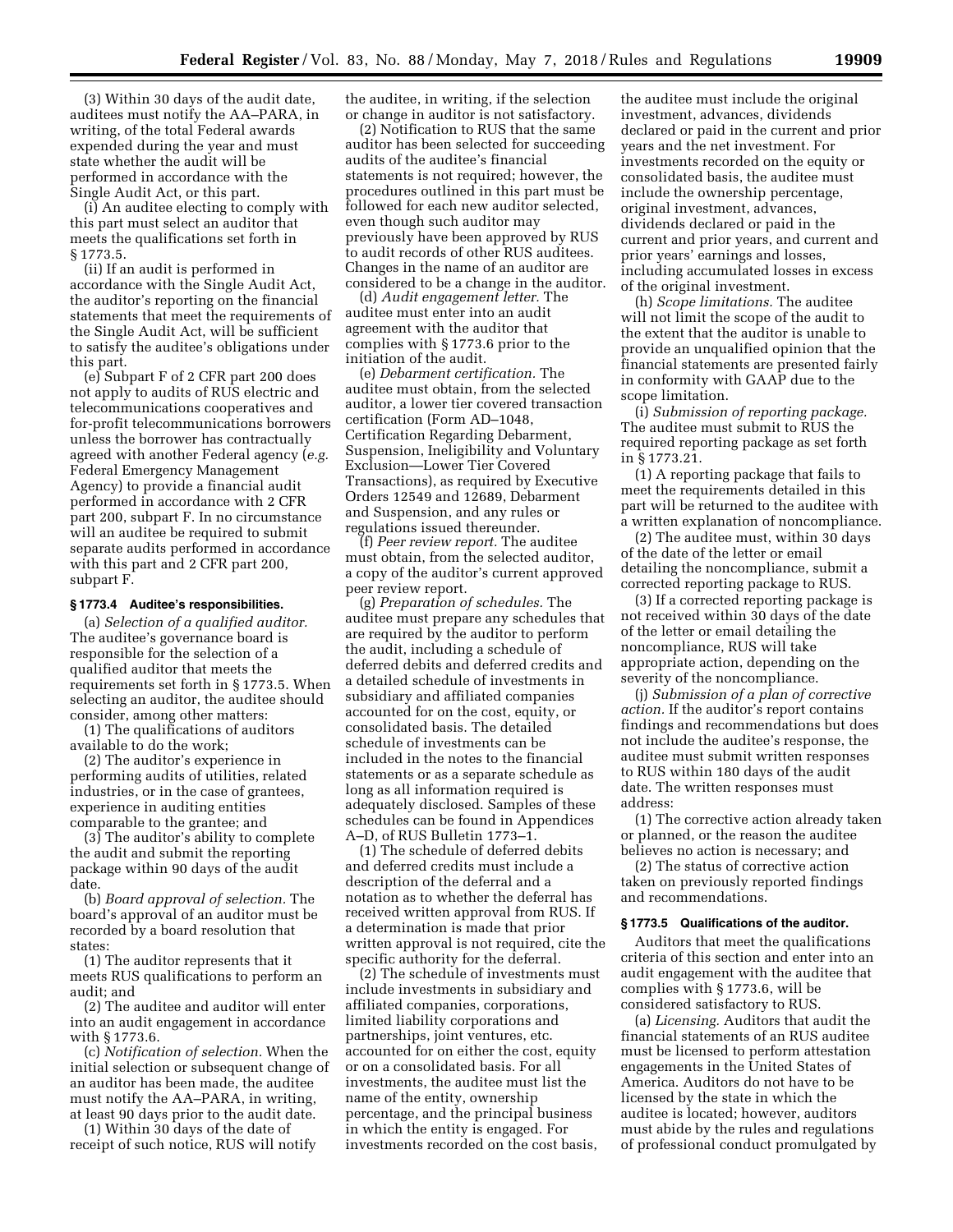(3) Within 30 days of the audit date, auditees must notify the AA–PARA, in writing, of the total Federal awards expended during the year and must state whether the audit will be performed in accordance with the Single Audit Act, or this part.

(i) An auditee electing to comply with this part must select an auditor that meets the qualifications set forth in § 1773.5.

(ii) If an audit is performed in accordance with the Single Audit Act, the auditor's reporting on the financial statements that meet the requirements of the Single Audit Act, will be sufficient to satisfy the auditee's obligations under this part.

(e) Subpart F of 2 CFR part 200 does not apply to audits of RUS electric and telecommunications cooperatives and for-profit telecommunications borrowers unless the borrower has contractually agreed with another Federal agency (*e.g.* Federal Emergency Management Agency) to provide a financial audit performed in accordance with 2 CFR part 200, subpart F. In no circumstance will an auditee be required to submit separate audits performed in accordance with this part and 2 CFR part 200, subpart F.

**§ 1773.4 Auditee's responsibilities.**

(a) *Selection of a qualified auditor.* The auditee's governance board is responsible for the selection of a qualified auditor that meets the requirements set forth in § 1773.5. When selecting an auditor, the auditee should consider, among other matters:

(1) The qualifications of auditors available to do the work;

(2) The auditor's experience in performing audits of utilities, related industries, or in the case of grantees, experience in auditing entities comparable to the grantee; and

(3) The auditor's ability to complete the audit and submit the reporting package within 90 days of the audit date.

(b) *Board approval of selection.* The board's approval of an auditor must be recorded by a board resolution that states:

(1) The auditor represents that it meets RUS qualifications to perform an audit; and

(2) The auditee and auditor will enter into an audit engagement in accordance with § 1773.6.

(c) *Notification of selection.* When the initial selection or subsequent change of an auditor has been made, the auditee must notify the AA–PARA, in writing, at least 90 days prior to the audit date.

(1) Within 30 days of the date of receipt of such notice, RUS will notify the auditee, in writing, if the selection or change in auditor is not satisfactory.

(2) Notification to RUS that the same auditor has been selected for succeeding audits of the auditee's financial statements is not required; however, the procedures outlined in this part must be followed for each new auditor selected, even though such auditor may previously have been approved by RUS to audit records of other RUS auditees. Changes in the name of an auditor are considered to be a change in the auditor.

(d) *Audit engagement letter.* The auditee must enter into an audit agreement with the auditor that complies with § 1773.6 prior to the initiation of the audit.

(e) *Debarment certification.* The auditee must obtain, from the selected auditor, a lower tier covered transaction certification (Form AD–1048, Certification Regarding Debarment, Suspension, Ineligibility and Voluntary Exclusion—Lower Tier Covered Transactions), as required by Executive Orders 12549 and 12689, Debarment and Suspension, and any rules or regulations issued thereunder.

(f) *Peer review report.* The auditee must obtain, from the selected auditor, a copy of the auditor's current approved peer review report.

(g) *Preparation of schedules.* The auditee must prepare any schedules that are required by the auditor to perform the audit, including a schedule of deferred debits and deferred credits and a detailed schedule of investments in subsidiary and affiliated companies accounted for on the cost, equity, or consolidated basis. The detailed schedule of investments can be included in the notes to the financial statements or as a separate schedule as long as all information required is adequately disclosed. Samples of these schedules can be found in Appendices A–D, of RUS Bulletin 1773–1.

(1) The schedule of deferred debits and deferred credits must include a description of the deferral and a notation as to whether the deferral has received written approval from RUS. If a determination is made that prior written approval is not required, cite the specific authority for the deferral.

(2) The schedule of investments must include investments in subsidiary and affiliated companies, corporations, limited liability corporations and partnerships, joint ventures, etc. accounted for on either the cost, equity or on a consolidated basis. For all investments, the auditee must list the name of the entity, ownership percentage, and the principal business in which the entity is engaged. For investments recorded on the cost basis, the auditee must include the original investment, advances, dividends declared or paid in the current and prior years and the net investment. For investments recorded on the equity or consolidated basis, the auditee must include the ownership percentage, original investment, advances, dividends declared or paid in the current and prior years, and current and prior years' earnings and losses, including accumulated losses in excess of the original investment.

(h) *Scope limitations.* The auditee will not limit the scope of the audit to the extent that the auditor is unable to provide an unqualified opinion that the financial statements are presented fairly in conformity with GAAP due to the scope limitation.

(i) *Submission of reporting package.* The auditee must submit to RUS the required reporting package as set forth in § 1773.21.

(1) A reporting package that fails to meet the requirements detailed in this part will be returned to the auditee with a written explanation of noncompliance.

(2) The auditee must, within 30 days of the date of the letter or email detailing the noncompliance, submit a corrected reporting package to RUS.

(3) If a corrected reporting package is not received within 30 days of the date of the letter or email detailing the noncompliance, RUS will take appropriate action, depending on the severity of the noncompliance.

(j) *Submission of a plan of corrective action.* If the auditor's report contains findings and recommendations but does not include the auditee's response, the auditee must submit written responses to RUS within 180 days of the audit date. The written responses must address:

(1) The corrective action already taken or planned, or the reason the auditee believes no action is necessary; and

(2) The status of corrective action taken on previously reported findings and recommendations.

**§ 1773.5 Qualifications of the auditor.**

Auditors that meet the qualifications criteria of this section and enter into an audit engagement with the auditee that complies with § 1773.6, will be considered satisfactory to RUS.

(a) *Licensing.* Auditors that audit the financial statements of an RUS auditee must be licensed to perform attestation engagements in the United States of America. Auditors do not have to be licensed by the state in which the auditee is located; however, auditors must abide by the rules and regulations of professional conduct promulgated by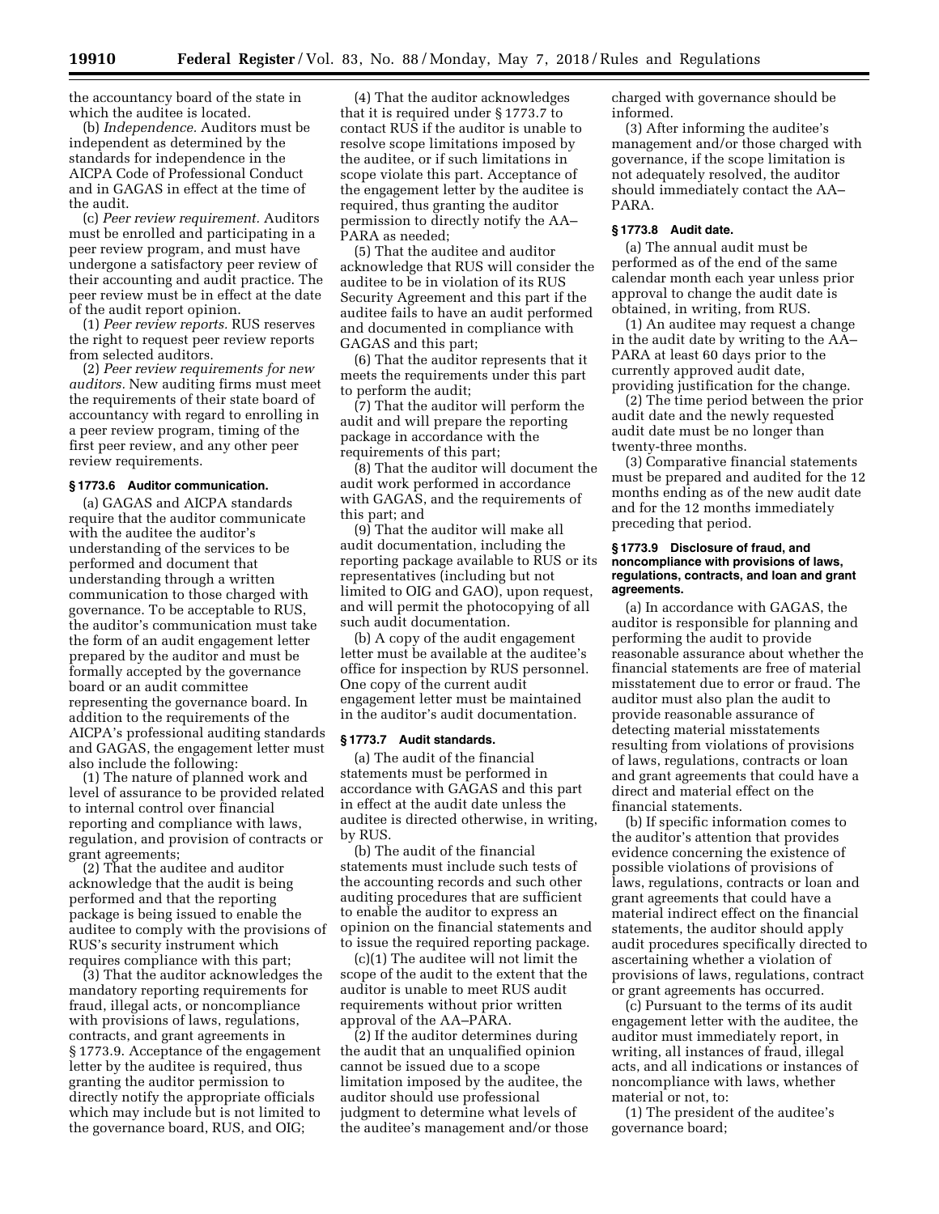the accountancy board of the state in which the auditee is located.

(b) *Independence.* Auditors must be independent as determined by the standards for independence in the AICPA Code of Professional Conduct and in GAGAS in effect at the time of the audit.

(c) *Peer review requirement.* Auditors must be enrolled and participating in a peer review program, and must have undergone a satisfactory peer review of their accounting and audit practice. The peer review must be in effect at the date of the audit report opinion.

(1) *Peer review reports.* RUS reserves the right to request peer review reports from selected auditors.

(2) *Peer review requirements for new auditors.* New auditing firms must meet the requirements of their state board of accountancy with regard to enrolling in a peer review program, timing of the first peer review, and any other peer review requirements.

### § 1773.6 Auditor communication.

(a) GAGAS and AICPA standards require that the auditor communicate with the auditee the auditor's understanding of the services to be performed and document that understanding through a written communication to those charged with governance. To be acceptable to RUS, the auditor's communication must take the form of an audit engagement letter prepared by the auditor and must be formally accepted by the governance board or an audit committee representing the governance board. In addition to the requirements of the AICPA's professional auditing standards and GAGAS, the engagement letter must also include the following:

(1) The nature of planned work and level of assurance to be provided related to internal control over financial reporting and compliance with laws, regulation, and provision of contracts or grant agreements;

(2) That the auditee and auditor acknowledge that the audit is being performed and that the reporting package is being issued to enable the auditee to comply with the provisions of RUS's security instrument which requires compliance with this part;

(3) That the auditor acknowledges the mandatory reporting requirements for fraud, illegal acts, or noncompliance with provisions of laws, regulations, contracts, and grant agreements in § 1773.9. Acceptance of the engagement letter by the auditee is required, thus granting the auditor permission to directly notify the appropriate officials which may include but is not limited to the governance board, RUS, and OIG;

(4) That the auditor acknowledges that it is required under § 1773.7 to contact RUS if the auditor is unable to resolve scope limitations imposed by the auditee, or if such limitations in scope violate this part. Acceptance of the engagement letter by the auditee is required, thus granting the auditor permission to directly notify the AA–PARA as needed;

(5) That the auditee and auditor acknowledge that RUS will consider the auditee to be in violation of its RUS Security Agreement and this part if the auditee fails to have an audit performed and documented in compliance with GAGAS and this part;

(6) That the auditor represents that it meets the requirements under this part to perform the audit;

(7) That the auditor will perform the audit and will prepare the reporting package in accordance with the requirements of this part;

(8) That the auditor will document the audit work performed in accordance with GAGAS, and the requirements of this part; and

(9) That the auditor will make all audit documentation, including the reporting package available to RUS or its representatives (including but not limited to OIG and GAO), upon request, and will permit the photocopying of all such audit documentation.

(b) A copy of the audit engagement letter must be available at the auditee's office for inspection by RUS personnel. One copy of the current audit engagement letter must be maintained in the auditor's audit documentation.

### § 1773.7 Audit standards.

(a) The audit of the financial statements must be performed in accordance with GAGAS and this part in effect at the audit date unless the auditee is directed otherwise, in writing, by RUS.

(b) The audit of the financial statements must include such tests of the accounting records and such other auditing procedures that are sufficient to enable the auditor to express an opinion on the financial statements and to issue the required reporting package.

(c)(1) The auditee will not limit the scope of the audit to the extent that the auditor is unable to meet RUS audit requirements without prior written approval of the AA–PARA.

(2) If the auditor determines during the audit that an unqualified opinion cannot be issued due to a scope limitation imposed by the auditee, the auditor should use professional judgment to determine what levels of the auditee's management and/or those charged with governance should be informed.

(3) After informing the auditee's management and/or those charged with governance, if the scope limitation is not adequately resolved, the auditor should immediately contact the AA–PARA.

### § 1773.8 Audit date.

(a) The annual audit must be performed as of the end of the same calendar month each year unless prior approval to change the audit date is obtained, in writing, from RUS.

(1) An auditee may request a change in the audit date by writing to the AA–PARA at least 60 days prior to the currently approved audit date, providing justification for the change.

(2) The time period between the prior audit date and the newly requested audit date must be no longer than twenty-three months.

(3) Comparative financial statements must be prepared and audited for the 12 months ending as of the new audit date and for the 12 months immediately preceding that period.

### § 1773.9 Disclosure of fraud, and noncompliance with provisions of laws, regulations, contracts, and loan and grant agreements.

(a) In accordance with GAGAS, the auditor is responsible for planning and performing the audit to provide reasonable assurance about whether the financial statements are free of material misstatement due to error or fraud. The auditor must also plan the audit to provide reasonable assurance of detecting material misstatements resulting from violations of provisions of laws, regulations, contracts or loan and grant agreements that could have a direct and material effect on the financial statements.

(b) If specific information comes to the auditor's attention that provides evidence concerning the existence of possible violations of provisions of laws, regulations, contracts or loan and grant agreements that could have a material indirect effect on the financial statements, the auditor should apply audit procedures specifically directed to ascertaining whether a violation of provisions of laws, regulations, contract or grant agreements has occurred.

(c) Pursuant to the terms of its audit engagement letter with the auditee, the auditor must immediately report, in writing, all instances of fraud, illegal acts, and all indications or instances of noncompliance with laws, whether material or not, to:

(1) The president of the auditee's governance board;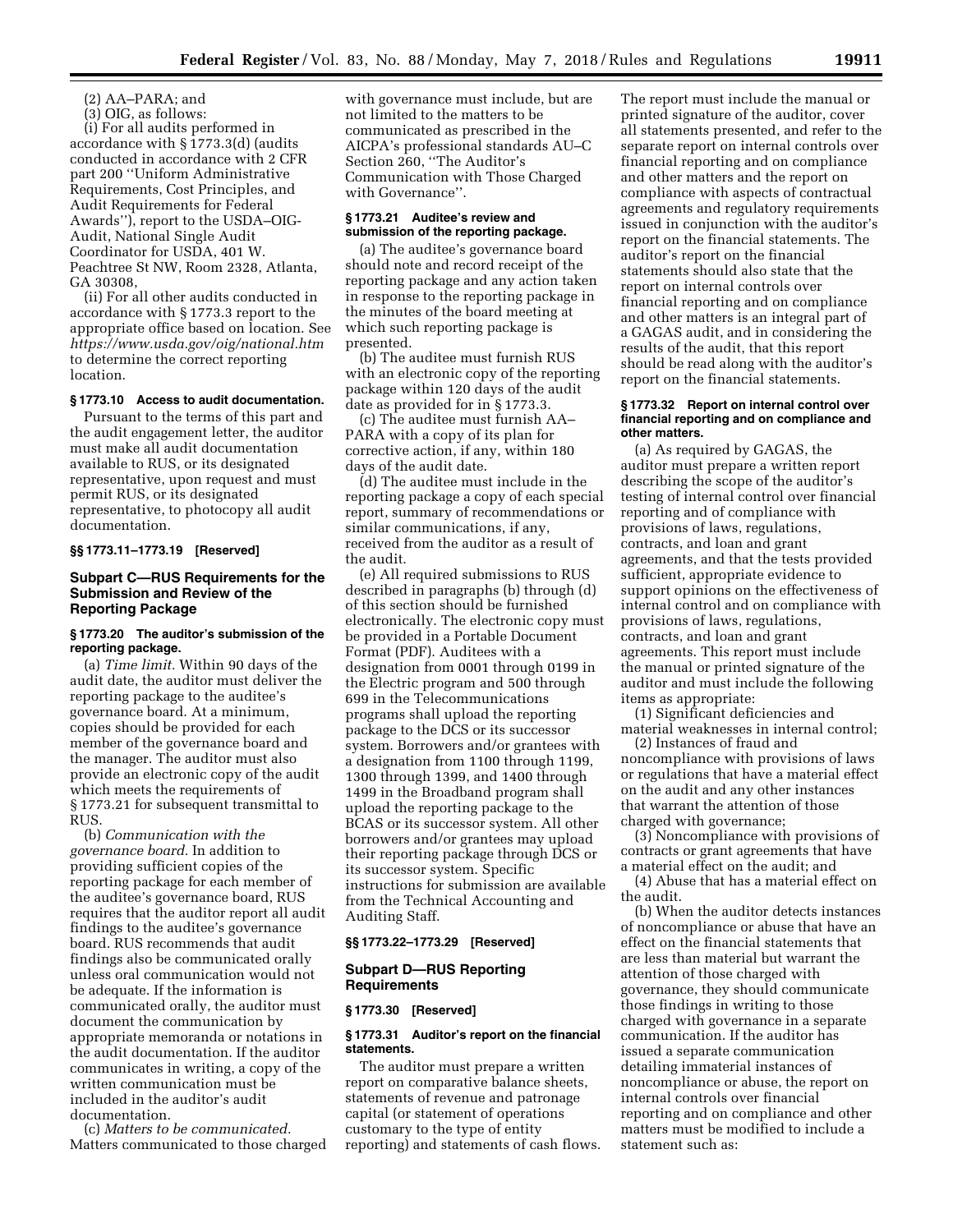(2) AA–PARA; and

(3) OIG, as follows:

(i) For all audits performed in accordance with § 1773.3(d) (audits conducted in accordance with 2 CFR part 200 ''Uniform Administrative Requirements, Cost Principles, and Audit Requirements for Federal Awards''), report to the USDA–OIG-Audit, National Single Audit Coordinator for USDA, 401 W. Peachtree St NW, Room 2328, Atlanta, GA 30308,

(ii) For all other audits conducted in accordance with § 1773.3 report to the appropriate office based on location. See *https://www.usda.gov/oig/national.htm* to determine the correct reporting location.

#### § 1773.10 Access to audit documentation.

Pursuant to the terms of this part and the audit engagement letter, the auditor must make all audit documentation available to RUS, or its designated representative, upon request and must permit RUS, or its designated representative, to photocopy all audit documentation.

#### §§ 1773.11–1773.19 [Reserved]

### Subpart C—RUS Requirements for the Submission and Review of the Reporting Package

#### § 1773.20 The auditor's submission of the reporting package.

(a) *Time limit.* Within 90 days of the audit date, the auditor must deliver the reporting package to the auditee's governance board. At a minimum, copies should be provided for each member of the governance board and the manager. The auditor must also provide an electronic copy of the audit which meets the requirements of § 1773.21 for subsequent transmittal to RUS.

(b) *Communication with the governance board.* In addition to providing sufficient copies of the reporting package for each member of the auditee's governance board, RUS requires that the auditor report all audit findings to the auditee's governance board. RUS recommends that audit findings also be communicated orally unless oral communication would not be adequate. If the information is communicated orally, the auditor must document the communication by appropriate memoranda or notations in the audit documentation. If the auditor communicates in writing, a copy of the written communication must be included in the auditor's audit documentation.

(c) *Matters to be communicated.* Matters communicated to those charged with governance must include, but are not limited to the matters to be communicated as prescribed in the AICPA's professional standards AU–C Section 260, ''The Auditor's Communication with Those Charged with Governance''.

#### § 1773.21 Auditee's review and submission of the reporting package.

(a) The auditee's governance board should note and record receipt of the reporting package and any action taken in response to the reporting package in the minutes of the board meeting at which such reporting package is presented.

(b) The auditee must furnish RUS with an electronic copy of the reporting package within 120 days of the audit date as provided for in § 1773.3.

(c) The auditee must furnish AA–PARA with a copy of its plan for corrective action, if any, within 180 days of the audit date.

(d) The auditee must include in the reporting package a copy of each special report, summary of recommendations or similar communications, if any, received from the auditor as a result of the audit.

(e) All required submissions to RUS described in paragraphs (b) through (d) of this section should be furnished electronically. The electronic copy must be provided in a Portable Document Format (PDF). Auditees with a designation from 0001 through 0199 in the Electric program and 500 through 699 in the Telecommunications programs shall upload the reporting package to the DCS or its successor system. Borrowers and/or grantees with a designation from 1100 through 1199, 1300 through 1399, and 1400 through 1499 in the Broadband program shall upload the reporting package to the BCAS or its successor system. All other borrowers and/or grantees may upload their reporting package through DCS or its successor system. Specific instructions for submission are available from the Technical Accounting and Auditing Staff.

#### §§ 1773.22–1773.29 [Reserved]

### Subpart D—RUS Reporting Requirements

#### § 1773.30 [Reserved]

#### § 1773.31 Auditor's report on the financial statements.

The auditor must prepare a written report on comparative balance sheets, statements of revenue and patronage capital (or statement of operations customary to the type of entity reporting) and statements of cash flows. The report must include the manual or printed signature of the auditor, cover all statements presented, and refer to the separate report on internal controls over financial reporting and on compliance and other matters and the report on compliance with aspects of contractual agreements and regulatory requirements issued in conjunction with the auditor's report on the financial statements. The auditor's report on the financial statements should also state that the report on internal controls over financial reporting and on compliance and other matters is an integral part of a GAGAS audit, and in considering the results of the audit, that this report should be read along with the auditor's report on the financial statements.

#### § 1773.32 Report on internal control over financial reporting and on compliance and other matters.

(a) As required by GAGAS, the auditor must prepare a written report describing the scope of the auditor's testing of internal control over financial reporting and of compliance with provisions of laws, regulations, contracts, and loan and grant agreements, and that the tests provided sufficient, appropriate evidence to support opinions on the effectiveness of internal control and on compliance with provisions of laws, regulations, contracts, and loan and grant agreements. This report must include the manual or printed signature of the auditor and must include the following items as appropriate:

(1) Significant deficiencies and material weaknesses in internal control;

(2) Instances of fraud and noncompliance with provisions of laws or regulations that have a material effect on the audit and any other instances that warrant the attention of those charged with governance;

(3) Noncompliance with provisions of contracts or grant agreements that have a material effect on the audit; and

(4) Abuse that has a material effect on the audit.

(b) When the auditor detects instances of noncompliance or abuse that have an effect on the financial statements that are less than material but warrant the attention of those charged with governance, they should communicate those findings in writing to those charged with governance in a separate communication. If the auditor has issued a separate communication detailing immaterial instances of noncompliance or abuse, the report on internal controls over financial reporting and on compliance and other matters must be modified to include a statement such as: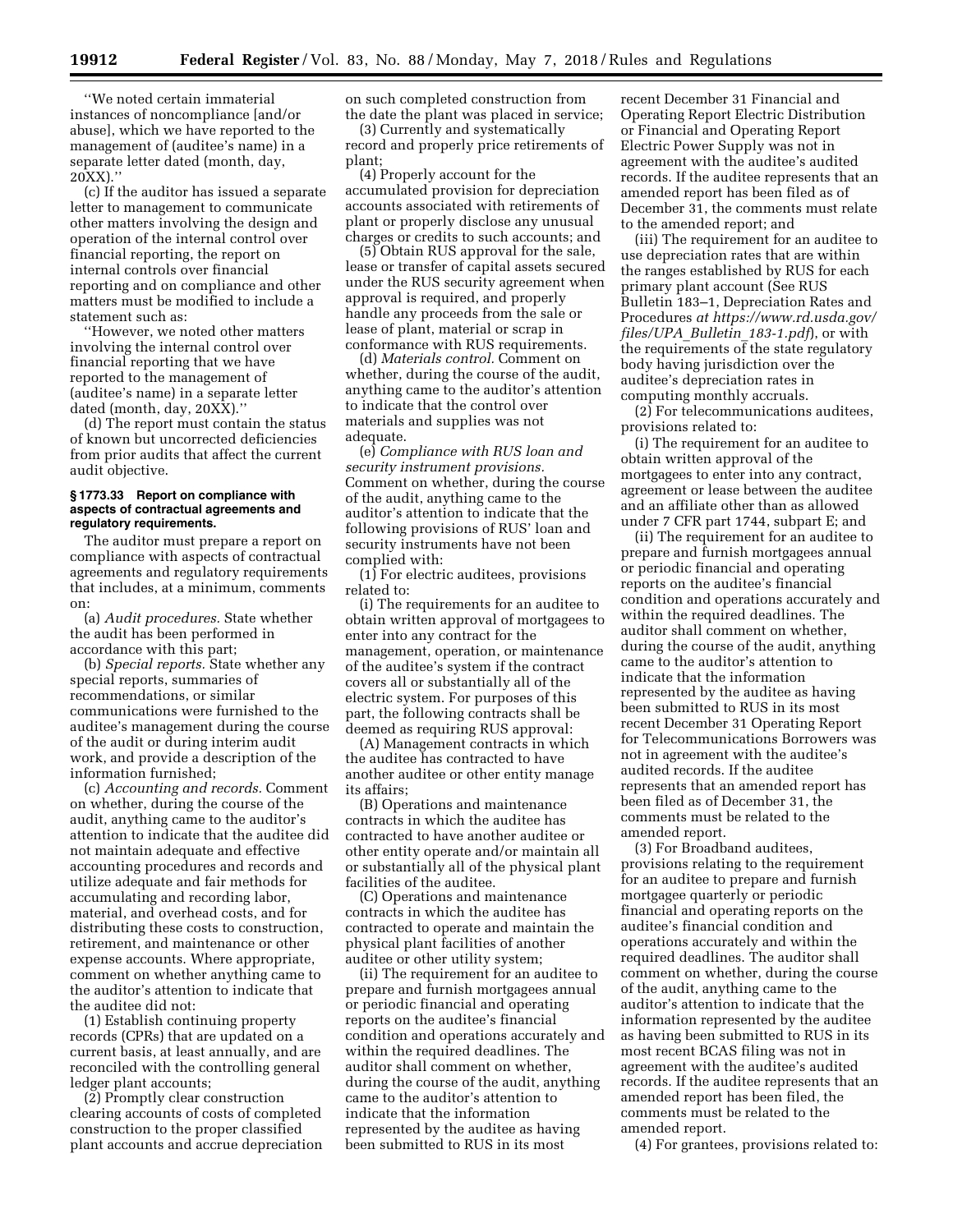"We noted certain immaterial instances of noncompliance [and/or abuse], which we have reported to the management of (auditee's name) in a separate letter dated (month, day, 20XX)."

(c) If the auditor has issued a separate letter to management to communicate other matters involving the design and operation of the internal control over financial reporting, the report on internal controls over financial reporting and on compliance and other matters must be modified to include a statement such as:

"However, we noted other matters involving the internal control over financial reporting that we have reported to the management of (auditee's name) in a separate letter dated (month, day, 20XX)."

(d) The report must contain the status of known but uncorrected deficiencies from prior audits that affect the current audit objective.

**§ 1773.33 Report on compliance with aspects of contractual agreements and regulatory requirements.**

The auditor must prepare a report on compliance with aspects of contractual agreements and regulatory requirements that includes, at a minimum, comments on:

(a) *Audit procedures.* State whether the audit has been performed in accordance with this part;

(b) *Special reports.* State whether any special reports, summaries of recommendations, or similar communications were furnished to the auditee's management during the course of the audit or during interim audit work, and provide a description of the information furnished;

(c) *Accounting and records.* Comment on whether, during the course of the audit, anything came to the auditor's attention to indicate that the auditee did not maintain adequate and effective accounting procedures and records and utilize adequate and fair methods for accumulating and recording labor, material, and overhead costs, and for distributing these costs to construction, retirement, and maintenance or other expense accounts. Where appropriate, comment on whether anything came to the auditor's attention to indicate that the auditee did not:

(1) Establish continuing property records (CPRs) that are updated on a current basis, at least annually, and are reconciled with the controlling general ledger plant accounts;

(2) Promptly clear construction clearing accounts of costs of completed construction to the proper classified plant accounts and accrue depreciation on such completed construction from the date the plant was placed in service;

(3) Currently and systematically record and properly price retirements of plant;

(4) Properly account for the accumulated provision for depreciation accounts associated with retirements of plant or properly disclose any unusual charges or credits to such accounts; and

(5) Obtain RUS approval for the sale, lease or transfer of capital assets secured under the RUS security agreement when approval is required, and properly handle any proceeds from the sale or lease of plant, material or scrap in conformance with RUS requirements.

(d) *Materials control.* Comment on whether, during the course of the audit, anything came to the auditor's attention to indicate that the control over materials and supplies was not adequate.

(e) *Compliance with RUS loan and security instrument provisions.* Comment on whether, during the course of the audit, anything came to the auditor's attention to indicate that the following provisions of RUS' loan and security instruments have not been complied with:

(1) For electric auditees, provisions related to:

(i) The requirements for an auditee to obtain written approval of mortgagees to enter into any contract for the management, operation, or maintenance of the auditee's system if the contract covers all or substantially all of the electric system. For purposes of this part, the following contracts shall be deemed as requiring RUS approval:

(A) Management contracts in which the auditee has contracted to have another auditee or other entity manage its affairs;

(B) Operations and maintenance contracts in which the auditee has contracted to have another auditee or other entity operate and/or maintain all or substantially all of the physical plant facilities of the auditee.

(C) Operations and maintenance contracts in which the auditee has contracted to operate and maintain the physical plant facilities of another auditee or other utility system;

(ii) The requirement for an auditee to prepare and furnish mortgagees annual or periodic financial and operating reports on the auditee's financial condition and operations accurately and within the required deadlines. The auditor shall comment on whether, during the course of the audit, anything came to the auditor's attention to indicate that the information represented by the auditee as having been submitted to RUS in its most recent December 31 Financial and Operating Report Electric Distribution or Financial and Operating Report Electric Power Supply was not in agreement with the auditee's audited records. If the auditee represents that an amended report has been filed as of December 31, the comments must relate to the amended report; and

(iii) The requirement for an auditee to use depreciation rates that are within the ranges established by RUS for each primary plant account (See RUS Bulletin 183–1, Depreciation Rates and Procedures *at https://www.rd.usda.gov/files/UPA_Bulletin_183-1.pdf*), or with the requirements of the state regulatory body having jurisdiction over the auditee's depreciation rates in computing monthly accruals.

(2) For telecommunications auditees, provisions related to:

(i) The requirement for an auditee to obtain written approval of the mortgagees to enter into any contract, agreement or lease between the auditee and an affiliate other than as allowed under 7 CFR part 1744, subpart E; and

(ii) The requirement for an auditee to prepare and furnish mortgagees annual or periodic financial and operating reports on the auditee's financial condition and operations accurately and within the required deadlines. The auditor shall comment on whether, during the course of the audit, anything came to the auditor's attention to indicate that the information represented by the auditee as having been submitted to RUS in its most recent December 31 Operating Report for Telecommunications Borrowers was not in agreement with the auditee's audited records. If the auditee represents that an amended report has been filed as of December 31, the comments must be related to the amended report.

(3) For Broadband auditees, provisions relating to the requirement for an auditee to prepare and furnish mortgagee quarterly or periodic financial and operating reports on the auditee's financial condition and operations accurately and within the required deadlines. The auditor shall comment on whether, during the course of the audit, anything came to the auditor's attention to indicate that the information represented by the auditee as having been submitted to RUS in its most recent BCAS filing was not in agreement with the auditee's audited records. If the auditee represents that an amended report has been filed, the comments must be related to the amended report.

(4) For grantees, provisions related to: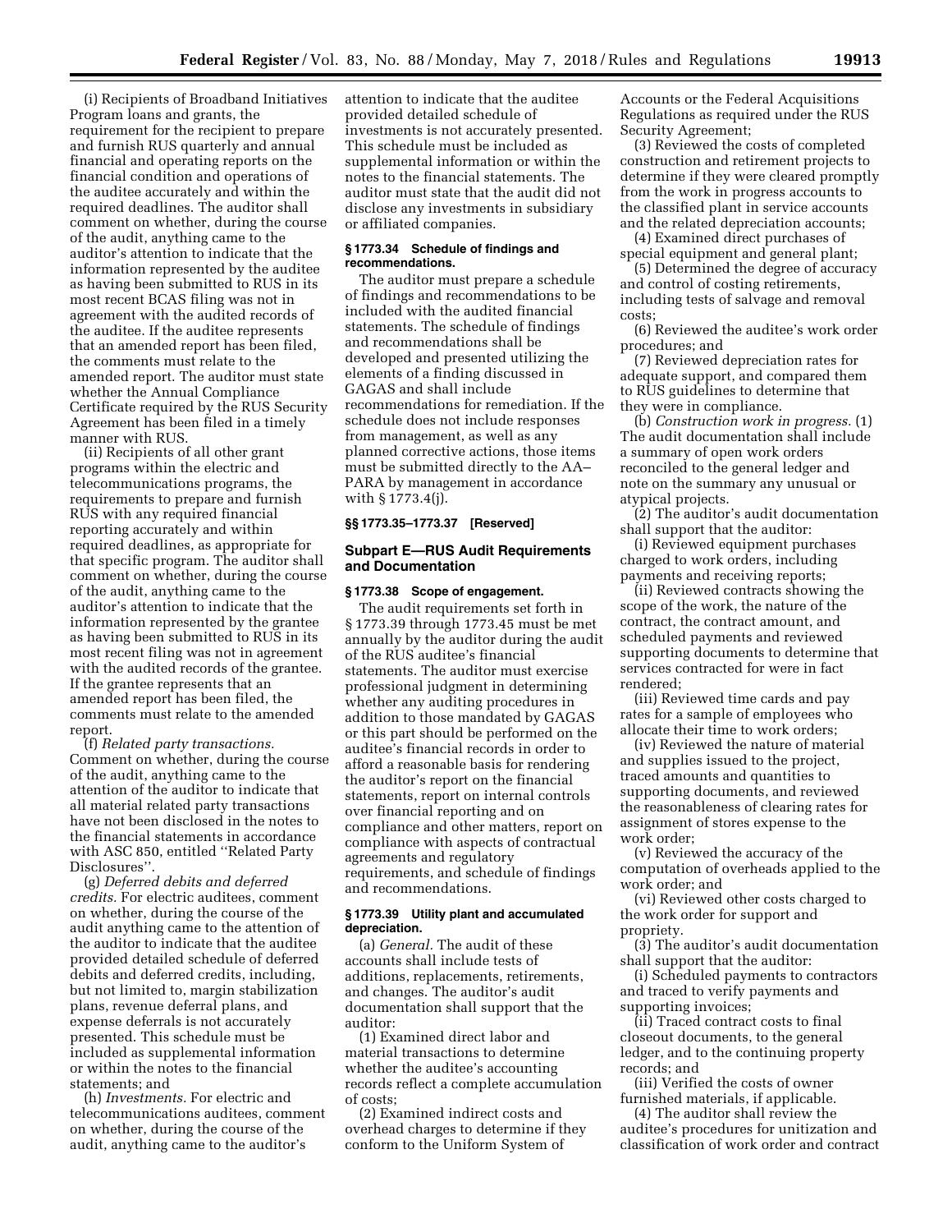(i) Recipients of Broadband Initiatives Program loans and grants, the requirement for the recipient to prepare and furnish RUS quarterly and annual financial and operating reports on the financial condition and operations of the auditee accurately and within the required deadlines. The auditor shall comment on whether, during the course of the audit, anything came to the auditor's attention to indicate that the information represented by the auditee as having been submitted to RUS in its most recent BCAS filing was not in agreement with the audited records of the auditee. If the auditee represents that an amended report has been filed, the comments must relate to the amended report. The auditor must state whether the Annual Compliance Certificate required by the RUS Security Agreement has been filed in a timely manner with RUS.

(ii) Recipients of all other grant programs within the electric and telecommunications programs, the requirements to prepare and furnish RUS with any required financial reporting accurately and within required deadlines, as appropriate for that specific program. The auditor shall comment on whether, during the course of the audit, anything came to the auditor's attention to indicate that the information represented by the grantee as having been submitted to RUS in its most recent filing was not in agreement with the audited records of the grantee. If the grantee represents that an amended report has been filed, the comments must relate to the amended report.

(f) *Related party transactions.* Comment on whether, during the course of the audit, anything came to the attention of the auditor to indicate that all material related party transactions have not been disclosed in the notes to the financial statements in accordance with ASC 850, entitled ''Related Party Disclosures''.

(g) *Deferred debits and deferred credits.* For electric auditees, comment on whether, during the course of the audit anything came to the attention of the auditor to indicate that the auditee provided detailed schedule of deferred debits and deferred credits, including, but not limited to, margin stabilization plans, revenue deferral plans, and expense deferrals is not accurately presented. This schedule must be included as supplemental information or within the notes to the financial statements; and

(h) *Investments.* For electric and telecommunications auditees, comment on whether, during the course of the audit, anything came to the auditor's attention to indicate that the auditee provided detailed schedule of investments is not accurately presented. This schedule must be included as supplemental information or within the notes to the financial statements. The auditor must state that the audit did not disclose any investments in subsidiary or affiliated companies.

#### § 1773.34 Schedule of findings and recommendations.

The auditor must prepare a schedule of findings and recommendations to be included with the audited financial statements. The schedule of findings and recommendations shall be developed and presented utilizing the elements of a finding discussed in GAGAS and shall include recommendations for remediation. If the schedule does not include responses from management, as well as any planned corrective actions, those items must be submitted directly to the AA–PARA by management in accordance with § 1773.4(j).

#### §§ 1773.35–1773.37 [Reserved]

### Subpart E—RUS Audit Requirements and Documentation

#### § 1773.38 Scope of engagement.

The audit requirements set forth in § 1773.39 through 1773.45 must be met annually by the auditor during the audit of the RUS auditee's financial statements. The auditor must exercise professional judgment in determining whether any auditing procedures in addition to those mandated by GAGAS or this part should be performed on the auditee's financial records in order to afford a reasonable basis for rendering the auditor's report on the financial statements, report on internal controls over financial reporting and on compliance and other matters, report on compliance with aspects of contractual agreements and regulatory requirements, and schedule of findings and recommendations.

#### § 1773.39 Utility plant and accumulated depreciation.

(a) *General.* The audit of these accounts shall include tests of additions, replacements, retirements, and changes. The auditor's audit documentation shall support that the auditor:

(1) Examined direct labor and material transactions to determine whether the auditee's accounting records reflect a complete accumulation of costs;

(2) Examined indirect costs and overhead charges to determine if they conform to the Uniform System of Accounts or the Federal Acquisitions Regulations as required under the RUS Security Agreement;

(3) Reviewed the costs of completed construction and retirement projects to determine if they were cleared promptly from the work in progress accounts to the classified plant in service accounts and the related depreciation accounts;

(4) Examined direct purchases of special equipment and general plant;

(5) Determined the degree of accuracy and control of costing retirements, including tests of salvage and removal costs;

(6) Reviewed the auditee's work order procedures; and

(7) Reviewed depreciation rates for adequate support, and compared them to RUS guidelines to determine that they were in compliance.

(b) *Construction work in progress.* (1) The audit documentation shall include a summary of open work orders reconciled to the general ledger and note on the summary any unusual or atypical projects.

(2) The auditor's audit documentation shall support that the auditor:

(i) Reviewed equipment purchases charged to work orders, including payments and receiving reports;

(ii) Reviewed contracts showing the scope of the work, the nature of the contract, the contract amount, and scheduled payments and reviewed supporting documents to determine that services contracted for were in fact rendered;

(iii) Reviewed time cards and pay rates for a sample of employees who allocate their time to work orders;

(iv) Reviewed the nature of material and supplies issued to the project, traced amounts and quantities to supporting documents, and reviewed the reasonableness of clearing rates for assignment of stores expense to the work order;

(v) Reviewed the accuracy of the computation of overheads applied to the work order; and

(vi) Reviewed other costs charged to the work order for support and propriety.

(3) The auditor's audit documentation shall support that the auditor:

(i) Scheduled payments to contractors and traced to verify payments and supporting invoices;

(ii) Traced contract costs to final closeout documents, to the general ledger, and to the continuing property records; and

(iii) Verified the costs of owner furnished materials, if applicable.

(4) The auditor shall review the auditee's procedures for unitization and classification of work order and contract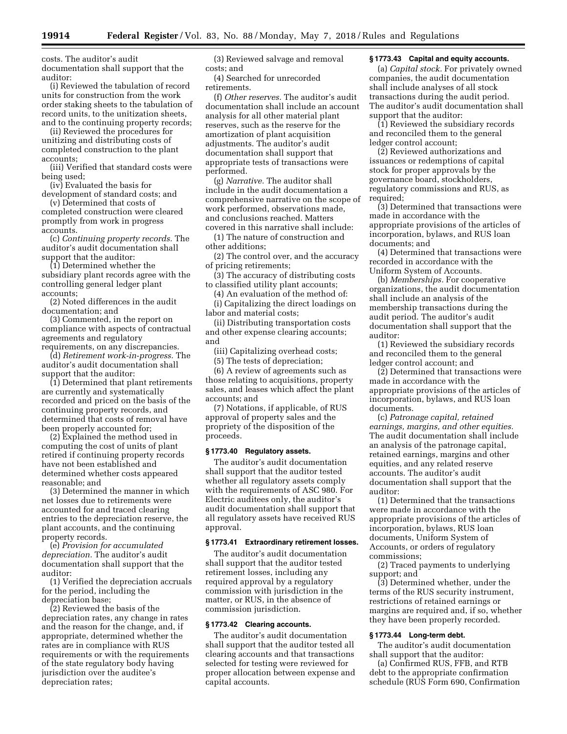costs. The auditor's audit documentation shall support that the auditor:

(i) Reviewed the tabulation of record units for construction from the work order staking sheets to the tabulation of record units, to the unitization sheets, and to the continuing property records;

(ii) Reviewed the procedures for unitizing and distributing costs of completed construction to the plant accounts;

(iii) Verified that standard costs were being used;

(iv) Evaluated the basis for development of standard costs; and

(v) Determined that costs of completed construction were cleared promptly from work in progress accounts.

(c) *Continuing property records.* The auditor's audit documentation shall support that the auditor:

(1) Determined whether the subsidiary plant records agree with the controlling general ledger plant accounts;

(2) Noted differences in the audit documentation; and

(3) Commented, in the report on compliance with aspects of contractual agreements and regulatory requirements, on any discrepancies.

(d) *Retirement work-in-progress.* The auditor's audit documentation shall support that the auditor:

(1) Determined that plant retirements are currently and systematically recorded and priced on the basis of the continuing property records, and determined that costs of removal have been properly accounted for;

(2) Explained the method used in computing the cost of units of plant retired if continuing property records have not been established and determined whether costs appeared reasonable; and

(3) Determined the manner in which net losses due to retirements were accounted for and traced clearing entries to the depreciation reserve, the plant accounts, and the continuing property records.

(e) *Provision for accumulated depreciation.* The auditor's audit documentation shall support that the auditor:

(1) Verified the depreciation accruals for the period, including the depreciation base;

(2) Reviewed the basis of the depreciation rates, any change in rates and the reason for the change, and, if appropriate, determined whether the rates are in compliance with RUS requirements or with the requirements of the state regulatory body having jurisdiction over the auditee's depreciation rates;

(3) Reviewed salvage and removal costs; and

(4) Searched for unrecorded retirements.

(f) *Other reserves.* The auditor's audit documentation shall include an account analysis for all other material plant reserves, such as the reserve for the amortization of plant acquisition adjustments. The auditor's audit documentation shall support that appropriate tests of transactions were performed.

(g) *Narrative.* The auditor shall include in the audit documentation a comprehensive narrative on the scope of work performed, observations made, and conclusions reached. Matters covered in this narrative shall include:

(1) The nature of construction and other additions;

(2) The control over, and the accuracy of pricing retirements;

(3) The accuracy of distributing costs to classified utility plant accounts;

(4) An evaluation of the method of:

(i) Capitalizing the direct loadings on labor and material costs;

(ii) Distributing transportation costs and other expense clearing accounts; and

(iii) Capitalizing overhead costs;

(5) The tests of depreciation;

(6) A review of agreements such as those relating to acquisitions, property sales, and leases which affect the plant accounts; and

(7) Notations, if applicable, of RUS approval of property sales and the propriety of the disposition of the proceeds.

### § 1773.40 Regulatory assets.

The auditor's audit documentation shall support that the auditor tested whether all regulatory assets comply with the requirements of ASC 980. For Electric auditees only, the auditor's audit documentation shall support that all regulatory assets have received RUS approval.

### § 1773.41 Extraordinary retirement losses.

The auditor's audit documentation shall support that the auditor tested retirement losses, including any required approval by a regulatory commission with jurisdiction in the matter, or RUS, in the absence of commission jurisdiction.

### § 1773.42 Clearing accounts.

The auditor's audit documentation shall support that the auditor tested all clearing accounts and that transactions selected for testing were reviewed for proper allocation between expense and capital accounts.

### § 1773.43 Capital and equity accounts.

(a) *Capital stock.* For privately owned companies, the audit documentation shall include analyses of all stock transactions during the audit period. The auditor's audit documentation shall support that the auditor:

(1) Reviewed the subsidiary records and reconciled them to the general ledger control account;

(2) Reviewed authorizations and issuances or redemptions of capital stock for proper approvals by the governance board, stockholders, regulatory commissions and RUS, as required;

(3) Determined that transactions were made in accordance with the appropriate provisions of the articles of incorporation, bylaws, and RUS loan documents; and

(4) Determined that transactions were recorded in accordance with the Uniform System of Accounts.

(b) *Memberships.* For cooperative organizations, the audit documentation shall include an analysis of the membership transactions during the audit period. The auditor's audit documentation shall support that the auditor:

(1) Reviewed the subsidiary records and reconciled them to the general ledger control account; and

(2) Determined that transactions were made in accordance with the appropriate provisions of the articles of incorporation, bylaws, and RUS loan documents.

(c) *Patronage capital, retained earnings, margins, and other equities.* The audit documentation shall include an analysis of the patronage capital, retained earnings, margins and other equities, and any related reserve accounts. The auditor's audit documentation shall support that the auditor:

(1) Determined that the transactions were made in accordance with the appropriate provisions of the articles of incorporation, bylaws, RUS loan documents, Uniform System of Accounts, or orders of regulatory commissions;

(2) Traced payments to underlying support; and

(3) Determined whether, under the terms of the RUS security instrument, restrictions of retained earnings or margins are required and, if so, whether they have been properly recorded.

### § 1773.44 Long-term debt.

The auditor's audit documentation shall support that the auditor:

(a) Confirmed RUS, FFB, and RTB debt to the appropriate confirmation schedule (RUS Form 690, Confirmation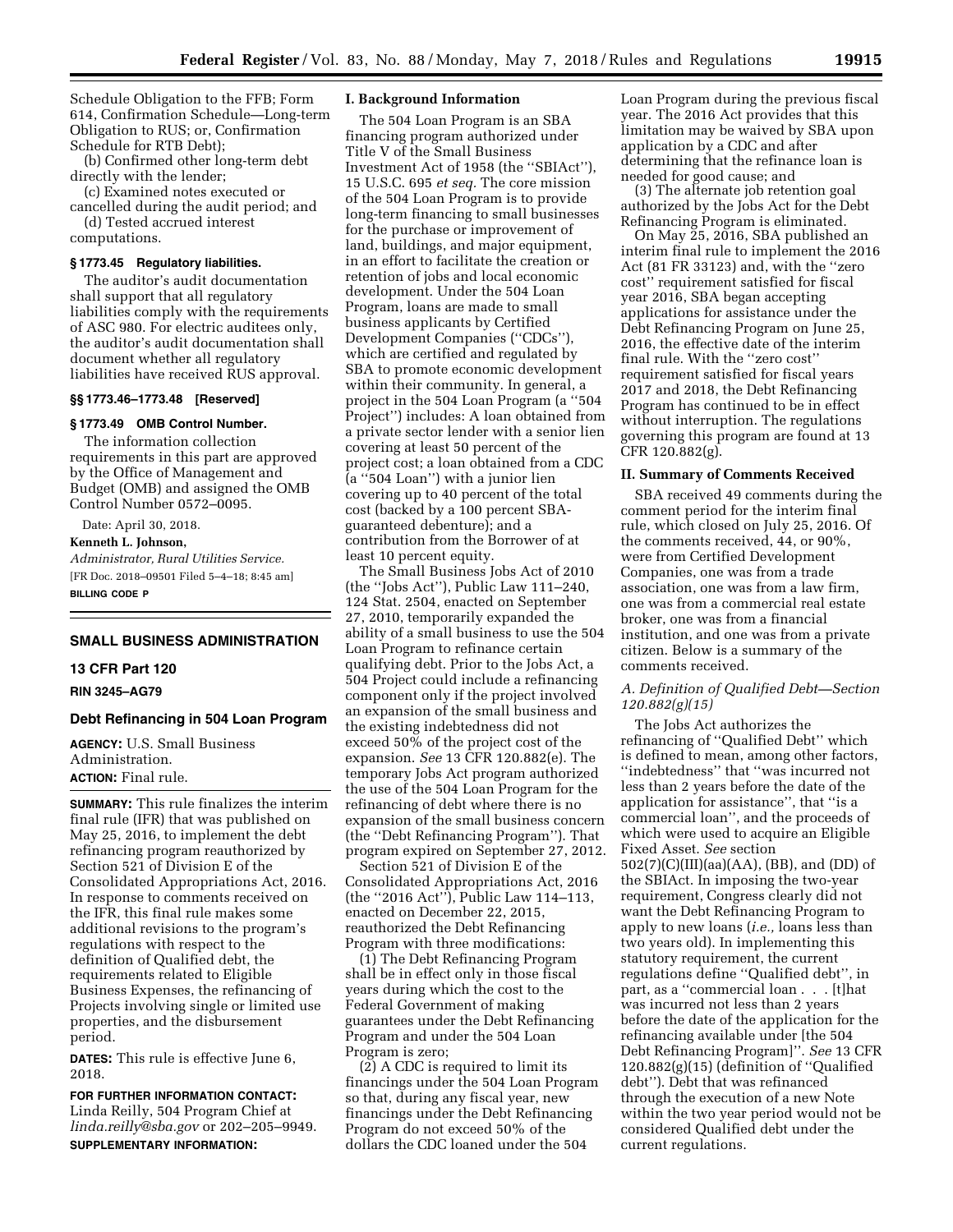Schedule Obligation to the FFB; Form 614, Confirmation Schedule—Long-term Obligation to RUS; or, Confirmation Schedule for RTB Debt);

(b) Confirmed other long-term debt directly with the lender;

(c) Examined notes executed or cancelled during the audit period; and

(d) Tested accrued interest computations.

### § 1773.45 Regulatory liabilities.

The auditor's audit documentation shall support that all regulatory liabilities comply with the requirements of ASC 980. For electric auditees only, the auditor's audit documentation shall document whether all regulatory liabilities have received RUS approval.

### §§ 1773.46–1773.48 [Reserved]

### § 1773.49 OMB Control Number.

The information collection requirements in this part are approved by the Office of Management and Budget (OMB) and assigned the OMB Control Number 0572–0095.

Date: April 30, 2018.

**Kenneth L. Johnson,**

*Administrator, Rural Utilities Service.*

[FR Doc. 2018–09501 Filed 5–4–18; 8:45 am]

**BILLING CODE P**

## SMALL BUSINESS ADMINISTRATION

### 13 CFR Part 120

**RIN 3245–AG79**

### Debt Refinancing in 504 Loan Program

**AGENCY:** U.S. Small Business Administration.

**ACTION:** Final rule.

**SUMMARY:** This rule finalizes the interim final rule (IFR) that was published on May 25, 2016, to implement the debt refinancing program reauthorized by Section 521 of Division E of the Consolidated Appropriations Act, 2016. In response to comments received on the IFR, this final rule makes some additional revisions to the program's regulations with respect to the definition of Qualified debt, the requirements related to Eligible Business Expenses, the refinancing of Projects involving single or limited use properties, and the disbursement period.

**DATES:** This rule is effective June 6, 2018.

**FOR FURTHER INFORMATION CONTACT:** Linda Reilly, 504 Program Chief at *linda.reilly@sba.gov* or 202–205–9949.

**SUPPLEMENTARY INFORMATION:**

#### I. Background Information

The 504 Loan Program is an SBA financing program authorized under Title V of the Small Business Investment Act of 1958 (the "SBIAct"), 15 U.S.C. 695 *et seq.* The core mission of the 504 Loan Program is to provide long-term financing to small businesses for the purchase or improvement of land, buildings, and major equipment, in an effort to facilitate the creation or retention of jobs and local economic development. Under the 504 Loan Program, loans are made to small business applicants by Certified Development Companies ("CDCs"), which are certified and regulated by SBA to promote economic development within their community. In general, a project in the 504 Loan Program (a "504 Project") includes: A loan obtained from a private sector lender with a senior lien covering at least 50 percent of the project cost; a loan obtained from a CDC (a "504 Loan") with a junior lien covering up to 40 percent of the total cost (backed by a 100 percent SBA-guaranteed debenture); and a contribution from the Borrower of at least 10 percent equity.

The Small Business Jobs Act of 2010 (the "Jobs Act"), Public Law 111–240, 124 Stat. 2504, enacted on September 27, 2010, temporarily expanded the ability of a small business to use the 504 Loan Program to refinance certain qualifying debt. Prior to the Jobs Act, a 504 Project could include a refinancing component only if the project involved an expansion of the small business and the existing indebtedness did not exceed 50% of the project cost of the expansion. *See* 13 CFR 120.882(e). The temporary Jobs Act program authorized the use of the 504 Loan Program for the refinancing of debt where there is no expansion of the small business concern (the "Debt Refinancing Program"). That program expired on September 27, 2012.

Section 521 of Division E of the Consolidated Appropriations Act, 2016 (the "2016 Act"), Public Law 114–113, enacted on December 22, 2015, reauthorized the Debt Refinancing Program with three modifications:

(1) The Debt Refinancing Program shall be in effect only in those fiscal years during which the cost to the Federal Government of making guarantees under the Debt Refinancing Program and under the 504 Loan Program is zero;

(2) A CDC is required to limit its financings under the 504 Loan Program so that, during any fiscal year, new financings under the Debt Refinancing Program do not exceed 50% of the dollars the CDC loaned under the 504 Loan Program during the previous fiscal year. The 2016 Act provides that this limitation may be waived by SBA upon application by a CDC and after determining that the refinance loan is needed for good cause; and

(3) The alternate job retention goal authorized by the Jobs Act for the Debt Refinancing Program is eliminated.

On May 25, 2016, SBA published an interim final rule to implement the 2016 Act (81 FR 33123) and, with the "zero cost" requirement satisfied for fiscal year 2016, SBA began accepting applications for assistance under the Debt Refinancing Program on June 25, 2016, the effective date of the interim final rule. With the "zero cost" requirement satisfied for fiscal years 2017 and 2018, the Debt Refinancing Program has continued to be in effect without interruption. The regulations governing this program are found at 13 CFR 120.882(g).

#### II. Summary of Comments Received

SBA received 49 comments during the comment period for the interim final rule, which closed on July 25, 2016. Of the comments received, 44, or 90%, were from Certified Development Companies, one was from a trade association, one was from a law firm, one was from a commercial real estate broker, one was from a financial institution, and one was from a private citizen. Below is a summary of the comments received.

##### *A. Definition of Qualified Debt—Section 120.882(g)(15)*

The Jobs Act authorizes the refinancing of "Qualified Debt" which is defined to mean, among other factors, "indebtedness" that "was incurred not less than 2 years before the date of the application for assistance", that "is a commercial loan", and the proceeds of which were used to acquire an Eligible Fixed Asset. *See* section 502(7)(C)(III)(aa)(AA), (BB), and (DD) of the SBIAct. In imposing the two-year requirement, Congress clearly did not want the Debt Refinancing Program to apply to new loans (*i.e.,* loans less than two years old). In implementing this statutory requirement, the current regulations define "Qualified debt", in part, as a "commercial loan . . . [t]hat was incurred not less than 2 years before the date of the application for the refinancing available under [the 504 Debt Refinancing Program]". *See* 13 CFR 120.882(g)(15) (definition of "Qualified debt"). Debt that was refinanced through the execution of a new Note within the two year period would not be considered Qualified debt under the current regulations.